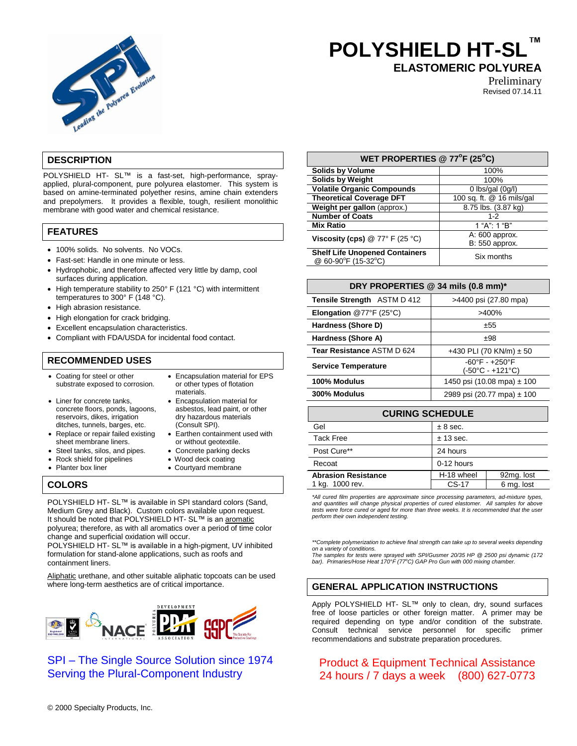# POLYSHIELD HT-SL™

## ELASTOMERIC POLYUREA

Preliminary
Revised 07.14.11

## DESCRIPTION

POLYSHIELD HT- SL™ is a fast-set, high-performance, spray-applied, plural-component, pure polyurea elastomer. This system is based on amine-terminated polyether resins, amine chain extenders and prepolymers. It provides a flexible, tough, resilient monolithic membrane with good water and chemical resistance.

## FEATURES

- 100% solids. No solvents. No VOCs.
- Fast-set: Handle in one minute or less.
- Hydrophobic, and therefore affected very little by damp, cool surfaces during application.
- High temperature stability to 250° F (121 °C) with intermittent temperatures to 300° F (148 °C).
- High abrasion resistance.
- High elongation for crack bridging.
- Excellent encapsulation characteristics.
- Compliant with FDA/USDA for incidental food contact.

## RECOMMENDED USES

- Coating for steel or other substrate exposed to corrosion.
- Liner for concrete tanks, concrete floors, ponds, lagoons, reservoirs, dikes, irrigation ditches, tunnels, barges, etc.
- Replace or repair failed existing sheet membrane liners.
- Steel tanks, silos, and pipes.
- Rock shield for pipelines
- Planter box liner
- Encapsulation material for EPS or other types of flotation materials.
- Encapsulation material for asbestos, lead paint, or other dry hazardous materials (Consult SPI).
- Earthen containment used with or without geotextile.
- Concrete parking decks
- Wood deck coating
- Courtyard membrane

## COLORS

POLYSHIELD HT- SL™ is available in SPI standard colors (Sand, Medium Grey and Black). Custom colors available upon request. It should be noted that POLYSHIELD HT- SL™ is an aromatic polyurea; therefore, as with all aromatics over a period of time color change and superficial oxidation will occur.
POLYSHIELD HT- SL™ is available in a high-pigment, UV inhibited formulation for stand-alone applications, such as roofs and containment liners.

Aliphatic urethane, and other suitable aliphatic topcoats can be used where long-term aesthetics are of critical importance.

| WET PROPERTIES @ 77°F (25°C) | |
|---|---|
| **Solids by Volume** | 100% |
| **Solids by Weight** | 100% |
| **Volatile Organic Compounds** | 0 lbs/gal (0g/l) |
| **Theoretical Coverage DFT** | 100 sq. ft. @ 16 mils/gal |
| **Weight per gallon** (approx.) | 8.75 lbs. (3.87 kg) |
| **Number of Coats** | 1-2 |
| **Mix Ratio** | 1 "A": 1 "B" |
| **Viscosity (cps)** @ 77° F (25 °C) | A: 600 approx.<br>B: 550 approx. |
| **Shelf Life Unopened Containers** @ 60-90°F (15-32°C) | Six months |

| DRY PROPERTIES @ 34 mils (0.8 mm)* | |
|---|---|
| **Tensile Strength** ASTM D 412 | >4400 psi (27.80 mpa) |
| **Elongation** @77°F (25°C) | >400% |
| **Hardness (Shore D)** | ±55 |
| **Hardness (Shore A)** | ±98 |
| **Tear Resistance** ASTM D 624 | +430 PLI (70 KN/m) ± 50 |
| **Service Temperature** | -60°F - +250°F<br>(-50°C - +121°C) |
| **100% Modulus** | 1450 psi (10.08 mpa) ± 100 |
| **300% Modulus** | 2989 psi (20.77 mpa) ± 100 |

| CURING SCHEDULE | | |
|---|---|---|
| Gel | ± 8 sec. | |
| Tack Free | ± 13 sec. | |
| Post Cure** | 24 hours | |
| Recoat | 0-12 hours | |
| **Abrasion Resistance** 1 kg. 1000 rev. | H-18 wheel | 92mg. lost |
| | CS-17 | 6 mg. lost |

*\*All cured film properties are approximate since processing parameters, ad-mixture types, and quantities will change physical properties of cured elastomer. All samples for above tests were force cured or aged for more than three weeks. It is recommended that the user perform their own independent testing.*

*\*\*Complete polymerization to achieve final strength can take up to several weeks depending on a variety of conditions.*
*The samples for tests were sprayed with SPI/Gusmer 20/35 HP @ 2500 psi dynamic (172 bar). Primaries/Hose Heat 170°F (77°C) GAP Pro Gun with 000 mixing chamber.*

## GENERAL APPLICATION INSTRUCTIONS

Apply POLYSHIELD HT- SL™ only to clean, dry, sound surfaces free of loose particles or other foreign matter. A primer may be required depending on type and/or condition of the substrate. Consult technical service personnel for specific primer recommendations and substrate preparation procedures.

SPI – The Single Source Solution since 1974
Serving the Plural-Component Industry

Product & Equipment Technical Assistance
24 hours / 7 days a week (800) 627-0773

© 2000 Specialty Products, Inc.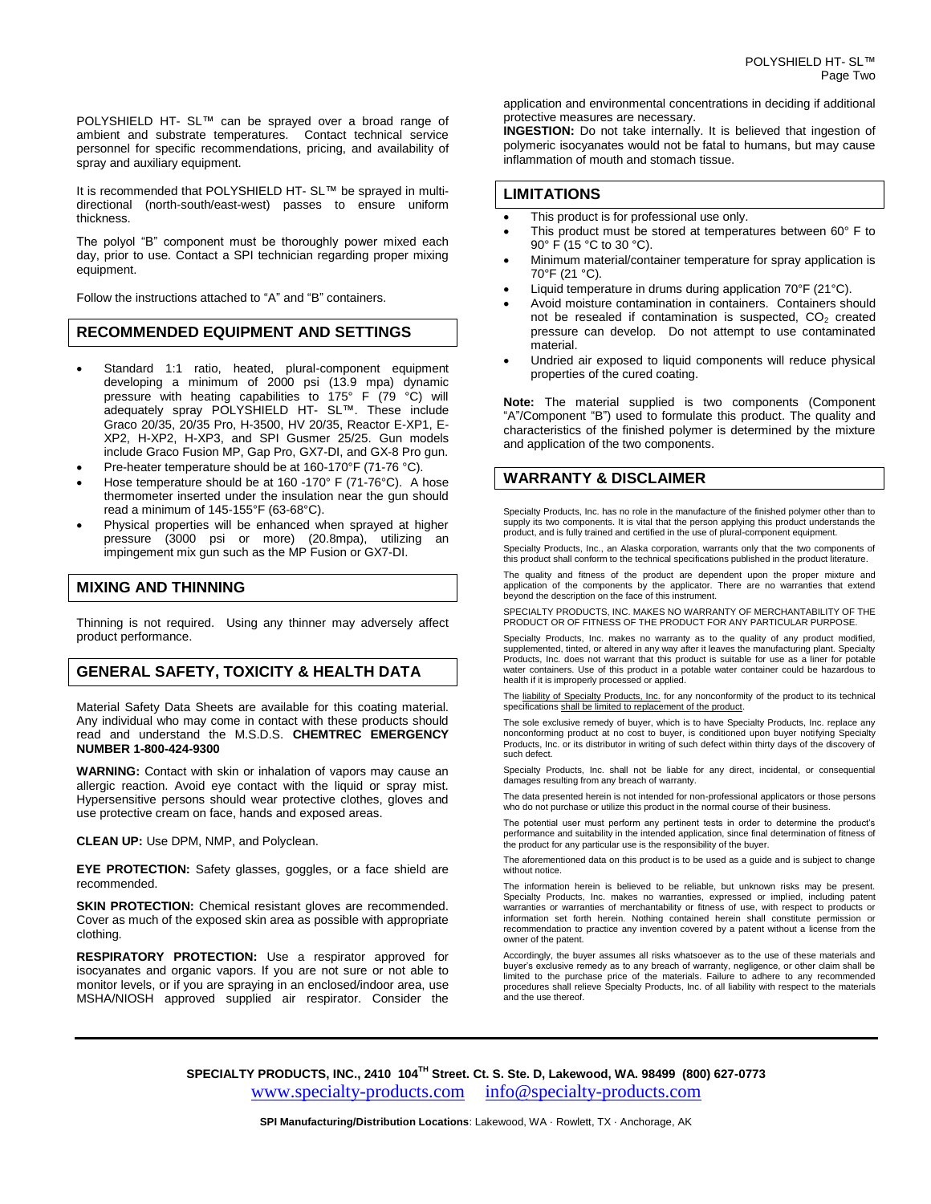POLYSHIELD HT- SL™ can be sprayed over a broad range of ambient and substrate temperatures. Contact technical service personnel for specific recommendations, pricing, and availability of spray and auxiliary equipment.

It is recommended that POLYSHIELD HT- SL™ be sprayed in multi-directional (north-south/east-west) passes to ensure uniform thickness.

The polyol "B" component must be thoroughly power mixed each day, prior to use. Contact a SPI technician regarding proper mixing equipment.

Follow the instructions attached to "A" and "B" containers.

## RECOMMENDED EQUIPMENT AND SETTINGS

- Standard 1:1 ratio, heated, plural-component equipment developing a minimum of 2000 psi (13.9 mpa) dynamic pressure with heating capabilities to 175° F (79 °C) will adequately spray POLYSHIELD HT- SL™. These include Graco 20/35, 20/35 Pro, H-3500, HV 20/35, Reactor E-XP1, E-XP2, H-XP2, H-XP3, and SPI Gusmer 25/25. Gun models include Graco Fusion MP, Gap Pro, GX7-DI, and GX-8 Pro gun.
- Pre-heater temperature should be at 160-170°F (71-76 °C).
- Hose temperature should be at 160 -170° F (71-76°C). A hose thermometer inserted under the insulation near the gun should read a minimum of 145-155°F (63-68°C).
- Physical properties will be enhanced when sprayed at higher pressure (3000 psi or more) (20.8mpa), utilizing an impingement mix gun such as the MP Fusion or GX7-DI.

## MIXING AND THINNING

Thinning is not required. Using any thinner may adversely affect product performance.

## GENERAL SAFETY, TOXICITY & HEALTH DATA

Material Safety Data Sheets are available for this coating material. Any individual who may come in contact with these products should read and understand the M.S.D.S. **CHEMTREC EMERGENCY NUMBER 1-800-424-9300**

**WARNING:** Contact with skin or inhalation of vapors may cause an allergic reaction. Avoid eye contact with the liquid or spray mist. Hypersensitive persons should wear protective clothes, gloves and use protective cream on face, hands and exposed areas.

**CLEAN UP:** Use DPM, NMP, and Polyclean.

**EYE PROTECTION:** Safety glasses, goggles, or a face shield are recommended.

**SKIN PROTECTION:** Chemical resistant gloves are recommended. Cover as much of the exposed skin area as possible with appropriate clothing.

**RESPIRATORY PROTECTION:** Use a respirator approved for isocyanates and organic vapors. If you are not sure or not able to monitor levels, or if you are spraying in an enclosed/indoor area, use MSHA/NIOSH approved supplied air respirator. Consider the application and environmental concentrations in deciding if additional protective measures are necessary.

**INGESTION:** Do not take internally. It is believed that ingestion of polymeric isocyanates would not be fatal to humans, but may cause inflammation of mouth and stomach tissue.

## LIMITATIONS

- This product is for professional use only.
- This product must be stored at temperatures between 60° F to 90° F (15 °C to 30 °C).
- Minimum material/container temperature for spray application is 70°F (21 °C).
- Liquid temperature in drums during application 70°F (21°C).
- Avoid moisture contamination in containers. Containers should not be resealed if contamination is suspected, $CO_2$ created pressure can develop. Do not attempt to use contaminated material.
- Undried air exposed to liquid components will reduce physical properties of the cured coating.

**Note:** The material supplied is two components (Component "A"/Component "B") used to formulate this product. The quality and characteristics of the finished polymer is determined by the mixture and application of the two components.

## WARRANTY & DISCLAIMER

Specialty Products, Inc. has no role in the manufacture of the finished polymer other than to supply its two components. It is vital that the person applying this product understands the product, and is fully trained and certified in the use of plural-component equipment.

Specialty Products, Inc., an Alaska corporation, warrants only that the two components of this product shall conform to the technical specifications published in the product literature.

The quality and fitness of the product are dependent upon the proper mixture and application of the components by the applicator. There are no warranties that extend beyond the description on the face of this instrument.

SPECIALTY PRODUCTS, INC. MAKES NO WARRANTY OF MERCHANTABILITY OF THE PRODUCT OR OF FITNESS OF THE PRODUCT FOR ANY PARTICULAR PURPOSE.

Specialty Products, Inc. makes no warranty as to the quality of any product modified, supplemented, tinted, or altered in any way after it leaves the manufacturing plant. Specialty Products, Inc. does not warrant that this product is suitable for use as a liner for potable water containers. Use of this product in a potable water container could be hazardous to health if it is improperly processed or applied.

The liability of Specialty Products, Inc. for any nonconformity of the product to its technical specifications shall be limited to replacement of the product.

The sole exclusive remedy of buyer, which is to have Specialty Products, Inc. replace any nonconforming product at no cost to buyer, is conditioned upon buyer notifying Specialty Products, Inc. or its distributor in writing of such defect within thirty days of the discovery of such defect.

Specialty Products, Inc. shall not be liable for any direct, incidental, or consequential damages resulting from any breach of warranty.

The data presented herein is not intended for non-professional applicators or those persons who do not purchase or utilize this product in the normal course of their business.

The potential user must perform any pertinent tests in order to determine the product's performance and suitability in the intended application, since final determination of fitness of the product for any particular use is the responsibility of the buyer.

The aforementioned data on this product is to be used as a guide and is subject to change without notice.

The information herein is believed to be reliable, but unknown risks may be present. Specialty Products, Inc. makes no warranties, expressed or implied, including patent warranties or warranties of merchantability or fitness of use, with respect to products or information set forth herein. Nothing contained herein shall constitute permission or recommendation to practice any invention covered by a patent without a license from the owner of the patent.

Accordingly, the buyer assumes all risks whatsoever as to the use of these materials and buyer's exclusive remedy as to any breach of warranty, negligence, or other claim shall be limited to the purchase price of the materials. Failure to adhere to any recommended procedures shall relieve Specialty Products, Inc. of all liability with respect to the materials and the use thereof.

**SPECIALTY PRODUCTS, INC., 2410 104TH Street. Ct. S. Ste. D, Lakewood, WA. 98499 (800) 627-0773**

www.specialty-products.com info@specialty-products.com

**SPI Manufacturing/Distribution Locations**: Lakewood, WA · Rowlett, TX · Anchorage, AK